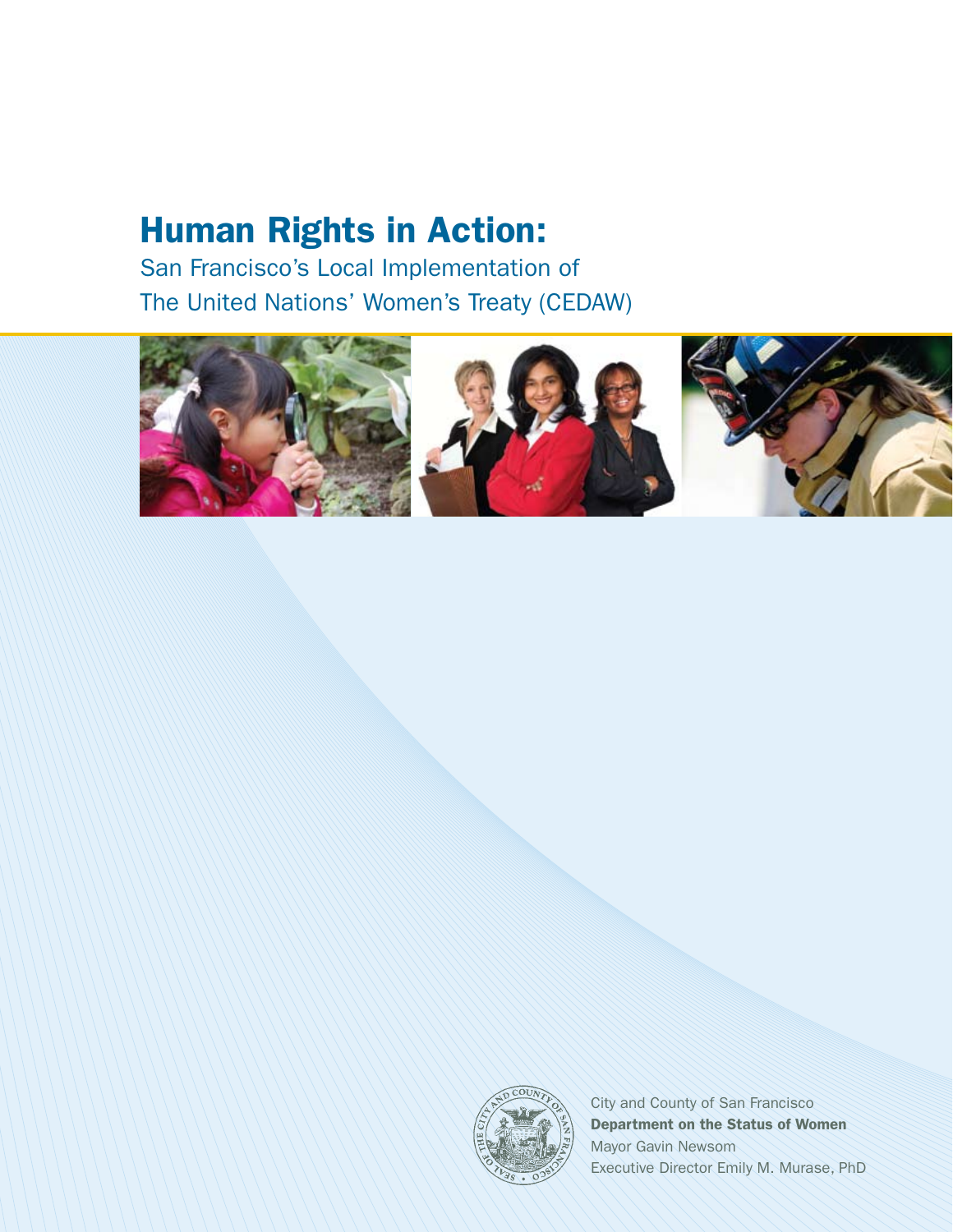# Human Rights in Action:

## San Francisco's Local Implementation of The United Nations' Women's Treaty (CEDAW)

City and County of San Francisco
**Department on the Status of Women**
Mayor Gavin Newsom
Executive Director Emily M. Murase, PhD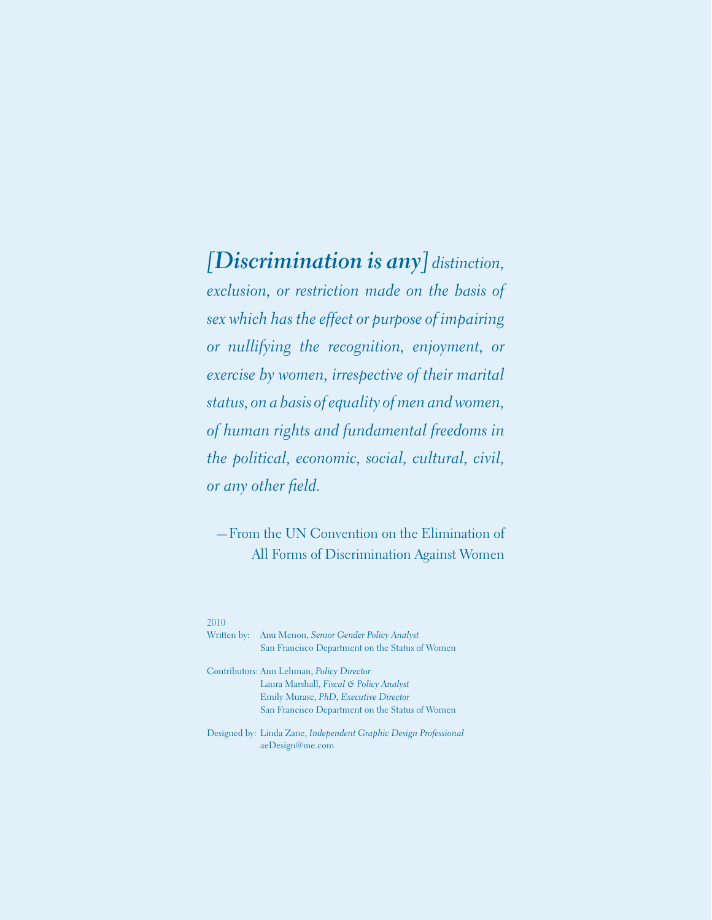*[**Discrimination is any**] distinction, exclusion, or restriction made on the basis of sex which has the effect or purpose of impairing or nullifying the recognition, enjoyment, or exercise by women, irrespective of their marital status, on a basis of equality of men and women, of human rights and fundamental freedoms in the political, economic, social, cultural, civil, or any other field.*

—From the UN Convention on the Elimination of All Forms of Discrimination Against Women

2010

Written by: Anu Menon, *Senior Gender Policy Analyst*
San Francisco Department on the Status of Women

Contributors: Ann Lehman, *Policy Director*
Laura Marshall, *Fiscal & Policy Analyst*
Emily Murase, *PhD, Executive Director*
San Francisco Department on the Status of Women

Designed by: Linda Zane, *Independent Graphic Design Professional*
aeDesign@me.com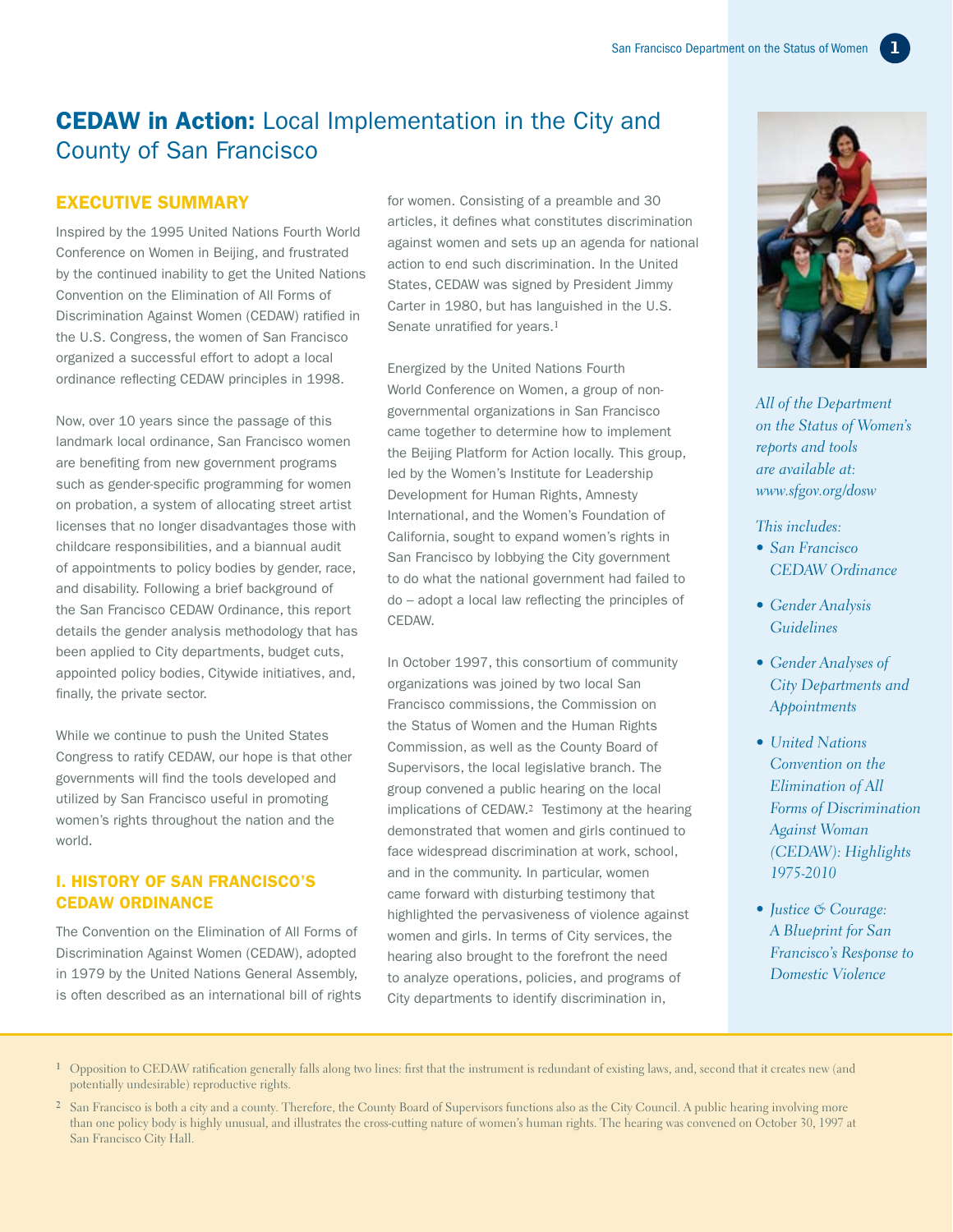# CEDAW in Action: Local Implementation in the City and County of San Francisco

## EXECUTIVE SUMMARY

Inspired by the 1995 United Nations Fourth World Conference on Women in Beijing, and frustrated by the continued inability to get the United Nations Convention on the Elimination of All Forms of Discrimination Against Women (CEDAW) ratified in the U.S. Congress, the women of San Francisco organized a successful effort to adopt a local ordinance reflecting CEDAW principles in 1998.

Now, over 10 years since the passage of this landmark local ordinance, San Francisco women are benefiting from new government programs such as gender-specific programming for women on probation, a system of allocating street artist licenses that no longer disadvantages those with childcare responsibilities, and a biannual audit of appointments to policy bodies by gender, race, and disability. Following a brief background of the San Francisco CEDAW Ordinance, this report details the gender analysis methodology that has been applied to City departments, budget cuts, appointed policy bodies, Citywide initiatives, and, finally, the private sector.

While we continue to push the United States Congress to ratify CEDAW, our hope is that other governments will find the tools developed and utilized by San Francisco useful in promoting women's rights throughout the nation and the world.

## I. HISTORY OF SAN FRANCISCO'S CEDAW ORDINANCE

The Convention on the Elimination of All Forms of Discrimination Against Women (CEDAW), adopted in 1979 by the United Nations General Assembly, is often described as an international bill of rights for women. Consisting of a preamble and 30 articles, it defines what constitutes discrimination against women and sets up an agenda for national action to end such discrimination. In the United States, CEDAW was signed by President Jimmy Carter in 1980, but has languished in the U.S. Senate unratified for years.[1]

Energized by the United Nations Fourth World Conference on Women, a group of non-governmental organizations in San Francisco came together to determine how to implement the Beijing Platform for Action locally. This group, led by the Women's Institute for Leadership Development for Human Rights, Amnesty International, and the Women's Foundation of California, sought to expand women's rights in San Francisco by lobbying the City government to do what the national government had failed to do – adopt a local law reflecting the principles of CEDAW.

In October 1997, this consortium of community organizations was joined by two local San Francisco commissions, the Commission on the Status of Women and the Human Rights Commission, as well as the County Board of Supervisors, the local legislative branch. The group convened a public hearing on the local implications of CEDAW.[2] Testimony at the hearing demonstrated that women and girls continued to face widespread discrimination at work, school, and in the community. In particular, women came forward with disturbing testimony that highlighted the pervasiveness of violence against women and girls. In terms of City services, the hearing also brought to the forefront the need to analyze operations, policies, and programs of City departments to identify discrimination in,

*All of the Department on the Status of Women's reports and tools are available at: www.sfgov.org/dosw*

*This includes:*

- *San Francisco CEDAW Ordinance*
- *Gender Analysis Guidelines*
- *Gender Analyses of City Departments and Appointments*
- *United Nations Convention on the Elimination of All Forms of Discrimination Against Woman (CEDAW): Highlights 1975-2010*
- *Justice & Courage: A Blueprint for San Francisco's Response to Domestic Violence*

[1] Opposition to CEDAW ratification generally falls along two lines: first that the instrument is redundant of existing laws, and, second that it creates new (and potentially undesirable) reproductive rights.

[2] San Francisco is both a city and a county. Therefore, the County Board of Supervisors functions also as the City Council. A public hearing involving more than one policy body is highly unusual, and illustrates the cross-cutting nature of women's human rights. The hearing was convened on October 30, 1997 at San Francisco City Hall.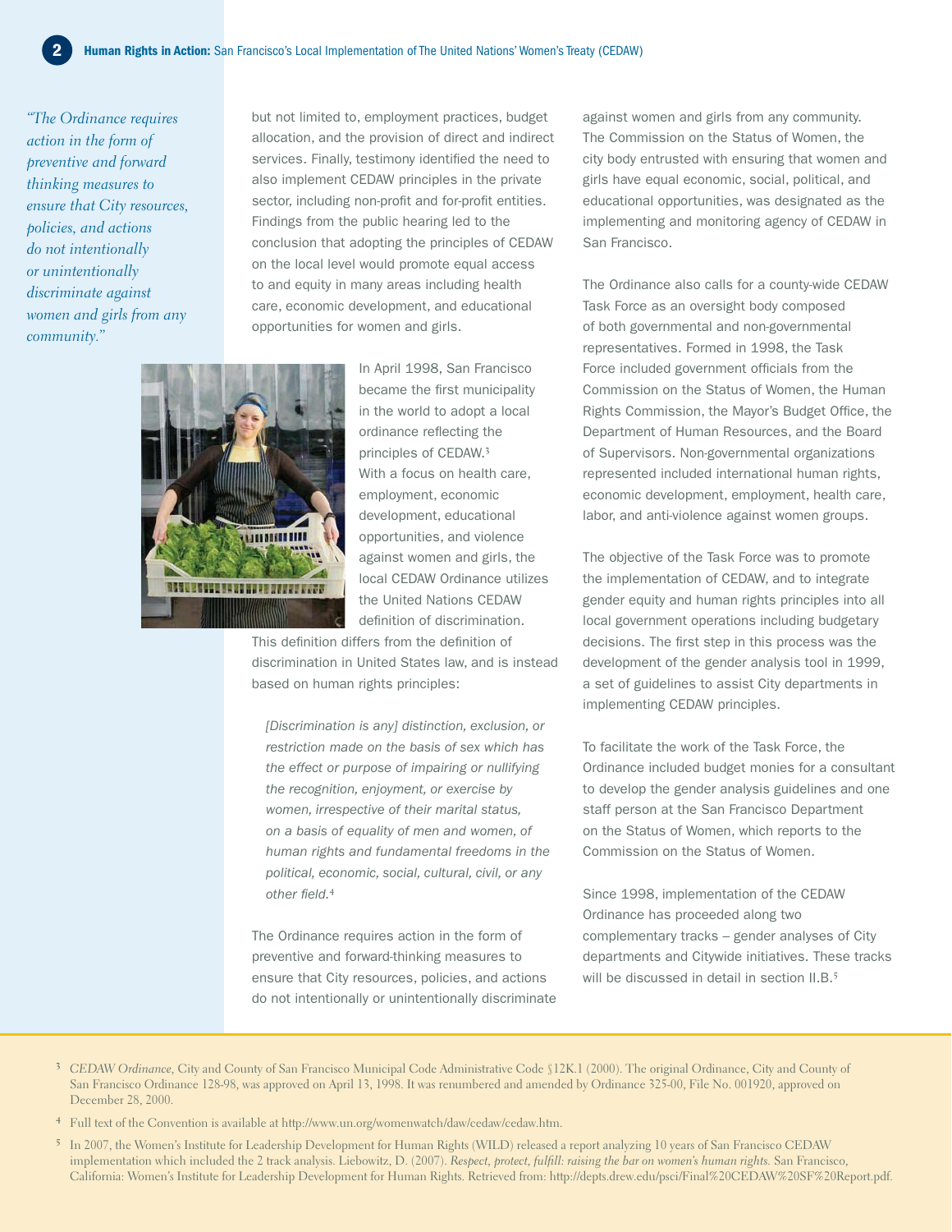*"The Ordinance requires action in the form of preventive and forward thinking measures to ensure that City resources, policies, and actions do not intentionally or unintentionally discriminate against women and girls from any community."*

but not limited to, employment practices, budget allocation, and the provision of direct and indirect services. Finally, testimony identified the need to also implement CEDAW principles in the private sector, including non-profit and for-profit entities. Findings from the public hearing led to the conclusion that adopting the principles of CEDAW on the local level would promote equal access to and equity in many areas including health care, economic development, and educational opportunities for women and girls.

In April 1998, San Francisco became the first municipality in the world to adopt a local ordinance reflecting the principles of CEDAW.[3] With a focus on health care, employment, economic development, educational opportunities, and violence against women and girls, the local CEDAW Ordinance utilizes the United Nations CEDAW definition of discrimination. This definition differs from the definition of discrimination in United States law, and is instead based on human rights principles:

> *[Discrimination is any] distinction, exclusion, or restriction made on the basis of sex which has the effect or purpose of impairing or nullifying the recognition, enjoyment, or exercise by women, irrespective of their marital status, on a basis of equality of men and women, of human rights and fundamental freedoms in the political, economic, social, cultural, civil, or any other field.*[4]

The Ordinance requires action in the form of preventive and forward-thinking measures to ensure that City resources, policies, and actions do not intentionally or unintentionally discriminate against women and girls from any community. The Commission on the Status of Women, the city body entrusted with ensuring that women and girls have equal economic, social, political, and educational opportunities, was designated as the implementing and monitoring agency of CEDAW in San Francisco.

The Ordinance also calls for a county-wide CEDAW Task Force as an oversight body composed of both governmental and non-governmental representatives. Formed in 1998, the Task Force included government officials from the Commission on the Status of Women, the Human Rights Commission, the Mayor's Budget Office, the Department of Human Resources, and the Board of Supervisors. Non-governmental organizations represented included international human rights, economic development, employment, health care, labor, and anti-violence against women groups.

The objective of the Task Force was to promote the implementation of CEDAW, and to integrate gender equity and human rights principles into all local government operations including budgetary decisions. The first step in this process was the development of the gender analysis tool in 1999, a set of guidelines to assist City departments in implementing CEDAW principles.

To facilitate the work of the Task Force, the Ordinance included budget monies for a consultant to develop the gender analysis guidelines and one staff person at the San Francisco Department on the Status of Women, which reports to the Commission on the Status of Women.

Since 1998, implementation of the CEDAW Ordinance has proceeded along two complementary tracks – gender analyses of City departments and Citywide initiatives. These tracks will be discussed in detail in section II.B.[5]

---

[3] *CEDAW Ordinance*, City and County of San Francisco Municipal Code Administrative Code §12K.1 (2000). The original Ordinance, City and County of San Francisco Ordinance 128-98, was approved on April 13, 1998. It was renumbered and amended by Ordinance 325-00, File No. 001920, approved on December 28, 2000.

[4] Full text of the Convention is available at http://www.un.org/womenwatch/daw/cedaw/cedaw.htm.

[5] In 2007, the Women's Institute for Leadership Development for Human Rights (WILD) released a report analyzing 10 years of San Francisco CEDAW implementation which included the 2 track analysis. Liebowitz, D. (2007). *Respect, protect, fulfill: raising the bar on women's human rights.* San Francisco, California: Women's Institute for Leadership Development for Human Rights. Retrieved from: http://depts.drew.edu/psci/Final%20CEDAW%20SF%20Report.pdf.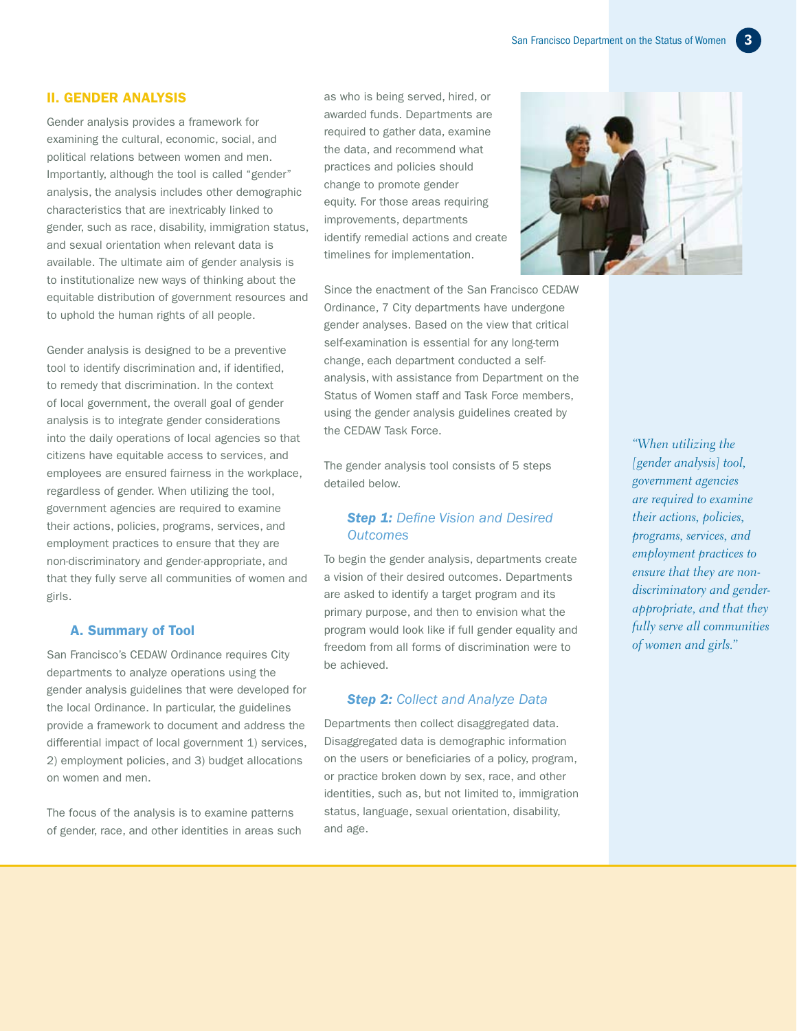## II. GENDER ANALYSIS

Gender analysis provides a framework for examining the cultural, economic, social, and political relations between women and men. Importantly, although the tool is called "gender" analysis, the analysis includes other demographic characteristics that are inextricably linked to gender, such as race, disability, immigration status, and sexual orientation when relevant data is available. The ultimate aim of gender analysis is to institutionalize new ways of thinking about the equitable distribution of government resources and to uphold the human rights of all people.

Gender analysis is designed to be a preventive tool to identify discrimination and, if identified, to remedy that discrimination. In the context of local government, the overall goal of gender analysis is to integrate gender considerations into the daily operations of local agencies so that citizens have equitable access to services, and employees are ensured fairness in the workplace, regardless of gender. When utilizing the tool, government agencies are required to examine their actions, policies, programs, services, and employment practices to ensure that they are non-discriminatory and gender-appropriate, and that they fully serve all communities of women and girls.

### A. Summary of Tool

San Francisco's CEDAW Ordinance requires City departments to analyze operations using the gender analysis guidelines that were developed for the local Ordinance. In particular, the guidelines provide a framework to document and address the differential impact of local government 1) services, 2) employment policies, and 3) budget allocations on women and men.

The focus of the analysis is to examine patterns of gender, race, and other identities in areas such as who is being served, hired, or awarded funds. Departments are required to gather data, examine the data, and recommend what practices and policies should change to promote gender equity. For those areas requiring improvements, departments identify remedial actions and create timelines for implementation.

Since the enactment of the San Francisco CEDAW Ordinance, 7 City departments have undergone gender analyses. Based on the view that critical self-examination is essential for any long-term change, each department conducted a self-analysis, with assistance from Department on the Status of Women staff and Task Force members, using the gender analysis guidelines created by the CEDAW Task Force.

The gender analysis tool consists of 5 steps detailed below.

#### *Step 1: Define Vision and Desired Outcomes*

To begin the gender analysis, departments create a vision of their desired outcomes. Departments are asked to identify a target program and its primary purpose, and then to envision what the program would look like if full gender equality and freedom from all forms of discrimination were to be achieved.

#### *Step 2: Collect and Analyze Data*

Departments then collect disaggregated data. Disaggregated data is demographic information on the users or beneficiaries of a policy, program, or practice broken down by sex, race, and other identities, such as, but not limited to, immigration status, language, sexual orientation, disability, and age.

> *"When utilizing the [gender analysis] tool, government agencies are required to examine their actions, policies, programs, services, and employment practices to ensure that they are non-discriminatory and gender-appropriate, and that they fully serve all communities of women and girls."*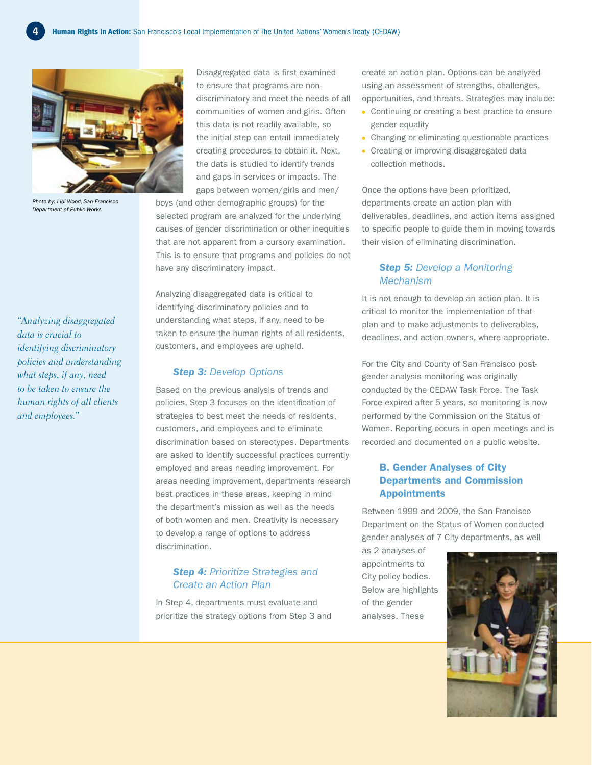Photo by: Libi Wood, San Francisco Department of Public Works

Disaggregated data is first examined to ensure that programs are non-discriminatory and meet the needs of all communities of women and girls. Often this data is not readily available, so the initial step can entail immediately creating procedures to obtain it. Next, the data is studied to identify trends and gaps in services or impacts. The gaps between women/girls and men/boys (and other demographic groups) for the selected program are analyzed for the underlying causes of gender discrimination or other inequities that are not apparent from a cursory examination. This is to ensure that programs and policies do not have any discriminatory impact.

Analyzing disaggregated data is critical to identifying discriminatory policies and to understanding what steps, if any, need to be taken to ensure the human rights of all residents, customers, and employees are upheld.

*"Analyzing disaggregated data is crucial to identifying discriminatory policies and understanding what steps, if any, need to be taken to ensure the human rights of all clients and employees."*

### *Step 3: Develop Options*

Based on the previous analysis of trends and policies, Step 3 focuses on the identification of strategies to best meet the needs of residents, customers, and employees and to eliminate discrimination based on stereotypes. Departments are asked to identify successful practices currently employed and areas needing improvement. For areas needing improvement, departments research best practices in these areas, keeping in mind the department's mission as well as the needs of both women and men. Creativity is necessary to develop a range of options to address discrimination.

### *Step 4: Prioritize Strategies and Create an Action Plan*

In Step 4, departments must evaluate and prioritize the strategy options from Step 3 and create an action plan. Options can be analyzed using an assessment of strengths, challenges, opportunities, and threats. Strategies may include:

- Continuing or creating a best practice to ensure gender equality
- Changing or eliminating questionable practices
- Creating or improving disaggregated data collection methods.

Once the options have been prioritized, departments create an action plan with deliverables, deadlines, and action items assigned to specific people to guide them in moving towards their vision of eliminating discrimination.

### *Step 5: Develop a Monitoring Mechanism*

It is not enough to develop an action plan. It is critical to monitor the implementation of that plan and to make adjustments to deliverables, deadlines, and action owners, where appropriate.

For the City and County of San Francisco post-gender analysis monitoring was originally conducted by the CEDAW Task Force. The Task Force expired after 5 years, so monitoring is now performed by the Commission on the Status of Women. Reporting occurs in open meetings and is recorded and documented on a public website.

## B. Gender Analyses of City Departments and Commission Appointments

Between 1999 and 2009, the San Francisco Department on the Status of Women conducted gender analyses of 7 City departments, as well as 2 analyses of appointments to City policy bodies. Below are highlights of the gender analyses. These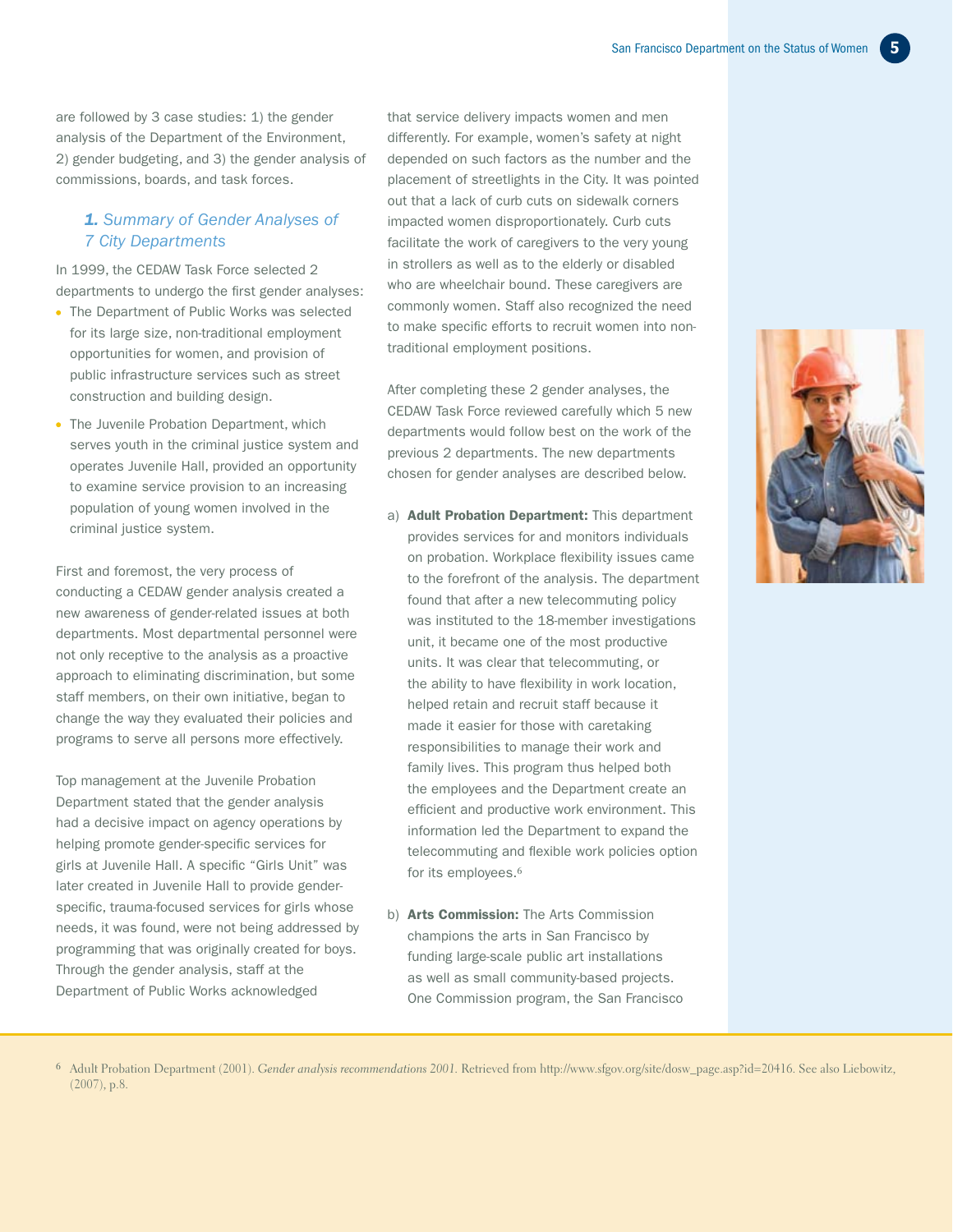are followed by 3 case studies: 1) the gender analysis of the Department of the Environment, 2) gender budgeting, and 3) the gender analysis of commissions, boards, and task forces.

### *1. Summary of Gender Analyses of 7 City Departments*

In 1999, the CEDAW Task Force selected 2 departments to undergo the first gender analyses:

- The Department of Public Works was selected for its large size, non-traditional employment opportunities for women, and provision of public infrastructure services such as street construction and building design.
- The Juvenile Probation Department, which serves youth in the criminal justice system and operates Juvenile Hall, provided an opportunity to examine service provision to an increasing population of young women involved in the criminal justice system.

First and foremost, the very process of conducting a CEDAW gender analysis created a new awareness of gender-related issues at both departments. Most departmental personnel were not only receptive to the analysis as a proactive approach to eliminating discrimination, but some staff members, on their own initiative, began to change the way they evaluated their policies and programs to serve all persons more effectively.

Top management at the Juvenile Probation Department stated that the gender analysis had a decisive impact on agency operations by helping promote gender-specific services for girls at Juvenile Hall. A specific "Girls Unit" was later created in Juvenile Hall to provide gender-specific, trauma-focused services for girls whose needs, it was found, were not being addressed by programming that was originally created for boys. Through the gender analysis, staff at the Department of Public Works acknowledged that service delivery impacts women and men differently. For example, women's safety at night depended on such factors as the number and the placement of streetlights in the City. It was pointed out that a lack of curb cuts on sidewalk corners impacted women disproportionately. Curb cuts facilitate the work of caregivers to the very young in strollers as well as to the elderly or disabled who are wheelchair bound. These caregivers are commonly women. Staff also recognized the need to make specific efforts to recruit women into non-traditional employment positions.

After completing these 2 gender analyses, the CEDAW Task Force reviewed carefully which 5 new departments would follow best on the work of the previous 2 departments. The new departments chosen for gender analyses are described below.

a) **Adult Probation Department:** This department provides services for and monitors individuals on probation. Workplace flexibility issues came to the forefront of the analysis. The department found that after a new telecommuting policy was instituted to the 18-member investigations unit, it became one of the most productive units. It was clear that telecommuting, or the ability to have flexibility in work location, helped retain and recruit staff because it made it easier for those with caretaking responsibilities to manage their work and family lives. This program thus helped both the employees and the Department create an efficient and productive work environment. This information led the Department to expand the telecommuting and flexible work policies option for its employees.[6]

b) **Arts Commission:** The Arts Commission champions the arts in San Francisco by funding large-scale public art installations as well as small community-based projects. One Commission program, the San Francisco

[6] Adult Probation Department (2001). *Gender analysis recommendations 2001.* Retrieved from http://www.sfgov.org/site/dosw_page.asp?id=20416. See also Liebowitz, (2007), p.8.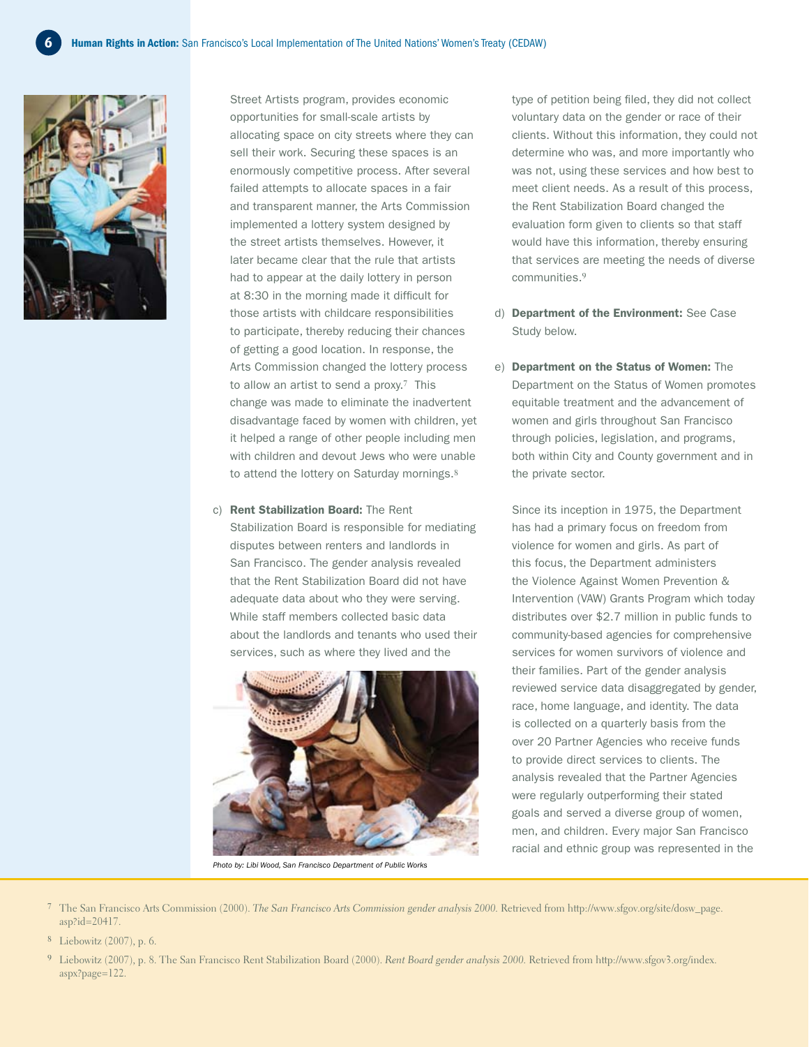Street Artists program, provides economic opportunities for small-scale artists by allocating space on city streets where they can sell their work. Securing these spaces is an enormously competitive process. After several failed attempts to allocate spaces in a fair and transparent manner, the Arts Commission implemented a lottery system designed by the street artists themselves. However, it later became clear that the rule that artists had to appear at the daily lottery in person at 8:30 in the morning made it difficult for those artists with childcare responsibilities to participate, thereby reducing their chances of getting a good location. In response, the Arts Commission changed the lottery process to allow an artist to send a proxy.[7] This change was made to eliminate the inadvertent disadvantage faced by women with children, yet it helped a range of other people including men with children and devout Jews who were unable to attend the lottery on Saturday mornings.[8]

c) **Rent Stabilization Board:** The Rent Stabilization Board is responsible for mediating disputes between renters and landlords in San Francisco. The gender analysis revealed that the Rent Stabilization Board did not have adequate data about who they were serving. While staff members collected basic data about the landlords and tenants who used their services, such as where they lived and the type of petition being filed, they did not collect voluntary data on the gender or race of their clients. Without this information, they could not determine who was, and more importantly who was not, using these services and how best to meet client needs. As a result of this process, the Rent Stabilization Board changed the evaluation form given to clients so that staff would have this information, thereby ensuring that services are meeting the needs of diverse communities.[9]

Photo by: Libi Wood, San Francisco Department of Public Works

d) **Department of the Environment:** See Case Study below.

e) **Department on the Status of Women:** The Department on the Status of Women promotes equitable treatment and the advancement of women and girls throughout San Francisco through policies, legislation, and programs, both within City and County government and in the private sector.

Since its inception in 1975, the Department has had a primary focus on freedom from violence for women and girls. As part of this focus, the Department administers the Violence Against Women Prevention & Intervention (VAW) Grants Program which today distributes over $2.7 million in public funds to community-based agencies for comprehensive services for women survivors of violence and their families. Part of the gender analysis reviewed service data disaggregated by gender, race, home language, and identity. The data is collected on a quarterly basis from the over 20 Partner Agencies who receive funds to provide direct services to clients. The analysis revealed that the Partner Agencies were regularly outperforming their stated goals and served a diverse group of women, men, and children. Every major San Francisco racial and ethnic group was represented in the

---

[7] The San Francisco Arts Commission (2000). *The San Francisco Arts Commission gender analysis 2000.* Retrieved from http://www.sfgov.org/site/dosw_page.asp?id=20417.

[8] Liebowitz (2007), p. 6.

[9] Liebowitz (2007), p. 8. The San Francisco Rent Stabilization Board (2000). *Rent Board gender analysis 2000.* Retrieved from http://www.sfgov3.org/index.aspx?page=122.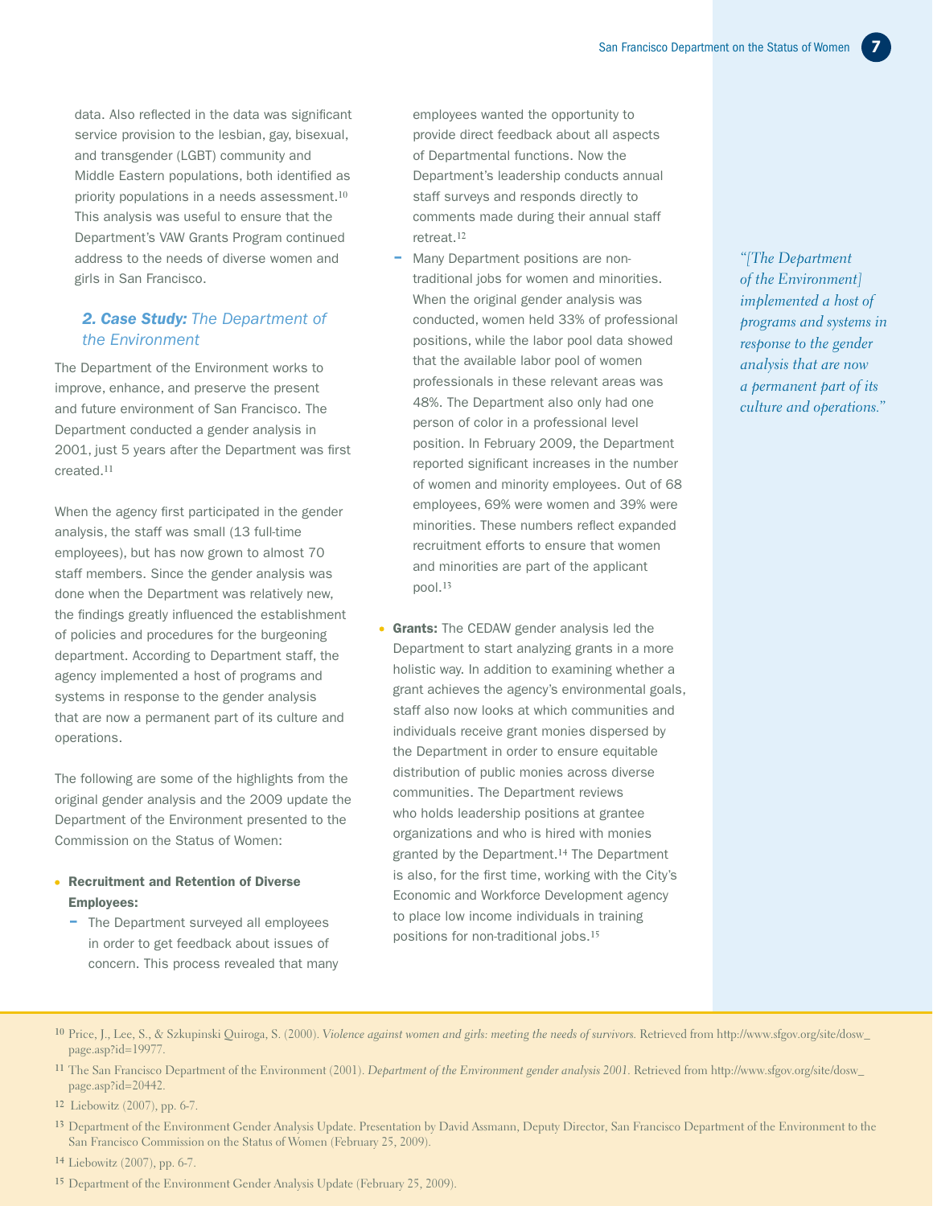data. Also reflected in the data was significant service provision to the lesbian, gay, bisexual, and transgender (LGBT) community and Middle Eastern populations, both identified as priority populations in a needs assessment.[10] This analysis was useful to ensure that the Department's VAW Grants Program continued address to the needs of diverse women and girls in San Francisco.

### *2. Case Study: The Department of the Environment*

The Department of the Environment works to improve, enhance, and preserve the present and future environment of San Francisco. The Department conducted a gender analysis in 2001, just 5 years after the Department was first created.[11]

When the agency first participated in the gender analysis, the staff was small (13 full-time employees), but has now grown to almost 70 staff members. Since the gender analysis was done when the Department was relatively new, the findings greatly influenced the establishment of policies and procedures for the burgeoning department. According to Department staff, the agency implemented a host of programs and systems in response to the gender analysis that are now a permanent part of its culture and operations.

The following are some of the highlights from the original gender analysis and the 2009 update the Department of the Environment presented to the Commission on the Status of Women:

- **Recruitment and Retention of Diverse Employees:**
  - The Department surveyed all employees in order to get feedback about issues of concern. This process revealed that many employees wanted the opportunity to provide direct feedback about all aspects of Departmental functions. Now the Department's leadership conducts annual staff surveys and responds directly to comments made during their annual staff retreat.[12]
  - Many Department positions are non-traditional jobs for women and minorities. When the original gender analysis was conducted, women held 33% of professional positions, while the labor pool data showed that the available labor pool of women professionals in these relevant areas was 48%. The Department also only had one person of color in a professional level position. In February 2009, the Department reported significant increases in the number of women and minority employees. Out of 68 employees, 69% were women and 39% were minorities. These numbers reflect expanded recruitment efforts to ensure that women and minorities are part of the applicant pool.[13]

- **Grants:** The CEDAW gender analysis led the Department to start analyzing grants in a more holistic way. In addition to examining whether a grant achieves the agency's environmental goals, staff also now looks at which communities and individuals receive grant monies dispersed by the Department in order to ensure equitable distribution of public monies across diverse communities. The Department reviews who holds leadership positions at grantee organizations and who is hired with monies granted by the Department.[14] The Department is also, for the first time, working with the City's Economic and Workforce Development agency to place low income individuals in training positions for non-traditional jobs.[15]

*"[The Department of the Environment] implemented a host of programs and systems in response to the gender analysis that are now a permanent part of its culture and operations."*

---

[10] Price, J., Lee, S., & Szkupinski Quiroga, S. (2000). *Violence against women and girls: meeting the needs of survivors.* Retrieved from http://www.sfgov.org/site/dosw_page.asp?id=19977.

[11] The San Francisco Department of the Environment (2001). *Department of the Environment gender analysis 2001.* Retrieved from http://www.sfgov.org/site/dosw_page.asp?id=20442.

[12] Liebowitz (2007), pp. 6-7.

[13] Department of the Environment Gender Analysis Update. Presentation by David Assmann, Deputy Director, San Francisco Department of the Environment to the San Francisco Commission on the Status of Women (February 25, 2009).

[14] Liebowitz (2007), pp. 6-7.

[15] Department of the Environment Gender Analysis Update (February 25, 2009).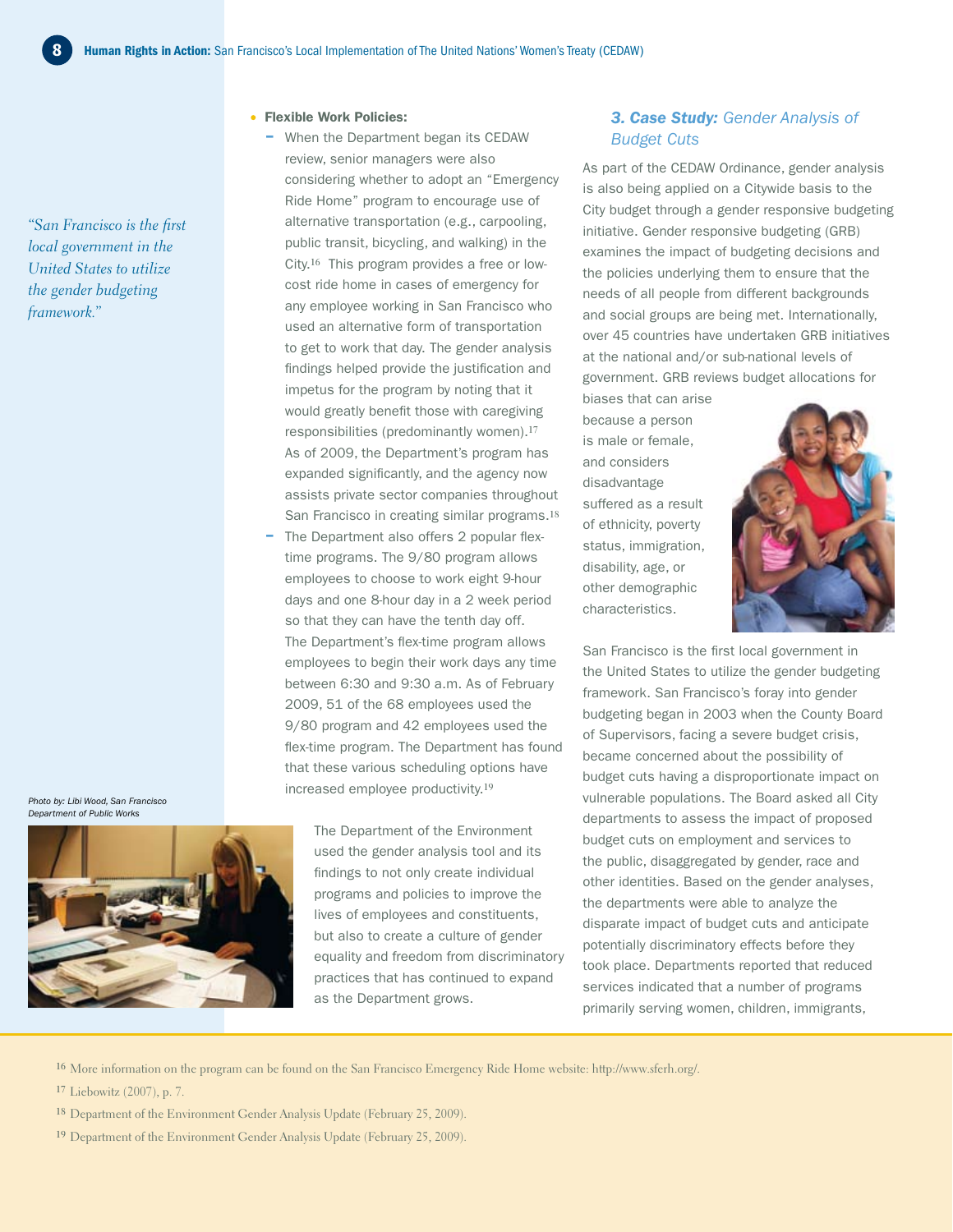*"San Francisco is the first local government in the United States to utilize the gender budgeting framework."*

- **Flexible Work Policies:**
  - When the Department began its CEDAW review, senior managers were also considering whether to adopt an "Emergency Ride Home" program to encourage use of alternative transportation (e.g., carpooling, public transit, bicycling, and walking) in the City.[16] This program provides a free or low-cost ride home in cases of emergency for any employee working in San Francisco who used an alternative form of transportation to get to work that day. The gender analysis findings helped provide the justification and impetus for the program by noting that it would greatly benefit those with caregiving responsibilities (predominantly women).[17] As of 2009, the Department's program has expanded significantly, and the agency now assists private sector companies throughout San Francisco in creating similar programs.[18]
  - The Department also offers 2 popular flex-time programs. The 9/80 program allows employees to choose to work eight 9-hour days and one 8-hour day in a 2 week period so that they can have the tenth day off. The Department's flex-time program allows employees to begin their work days any time between 6:30 and 9:30 a.m. As of February 2009, 51 of the 68 employees used the 9/80 program and 42 employees used the flex-time program. The Department has found that these various scheduling options have increased employee productivity.[19]

Photo by: Libi Wood, San Francisco Department of Public Works

The Department of the Environment used the gender analysis tool and its findings to not only create individual programs and policies to improve the lives of employees and constituents, but also to create a culture of gender equality and freedom from discriminatory practices that has continued to expand as the Department grows.

### *3. Case Study: Gender Analysis of Budget Cuts*

As part of the CEDAW Ordinance, gender analysis is also being applied on a Citywide basis to the City budget through a gender responsive budgeting initiative. Gender responsive budgeting (GRB) examines the impact of budgeting decisions and the policies underlying them to ensure that the needs of all people from different backgrounds and social groups are being met. Internationally, over 45 countries have undertaken GRB initiatives at the national and/or sub-national levels of government. GRB reviews budget allocations for biases that can arise because a person is male or female, and considers disadvantage suffered as a result of ethnicity, poverty status, immigration, disability, age, or other demographic characteristics.

San Francisco is the first local government in the United States to utilize the gender budgeting framework. San Francisco's foray into gender budgeting began in 2003 when the County Board of Supervisors, facing a severe budget crisis, became concerned about the possibility of budget cuts having a disproportionate impact on vulnerable populations. The Board asked all City departments to assess the impact of proposed budget cuts on employment and services to the public, disaggregated by gender, race and other identities. Based on the gender analyses, the departments were able to analyze the disparate impact of budget cuts and anticipate potentially discriminatory effects before they took place. Departments reported that reduced services indicated that a number of programs primarily serving women, children, immigrants,

[16] More information on the program can be found on the San Francisco Emergency Ride Home website: http://www.sferh.org/.

[17] Liebowitz (2007), p. 7.

[18] Department of the Environment Gender Analysis Update (February 25, 2009).

[19] Department of the Environment Gender Analysis Update (February 25, 2009).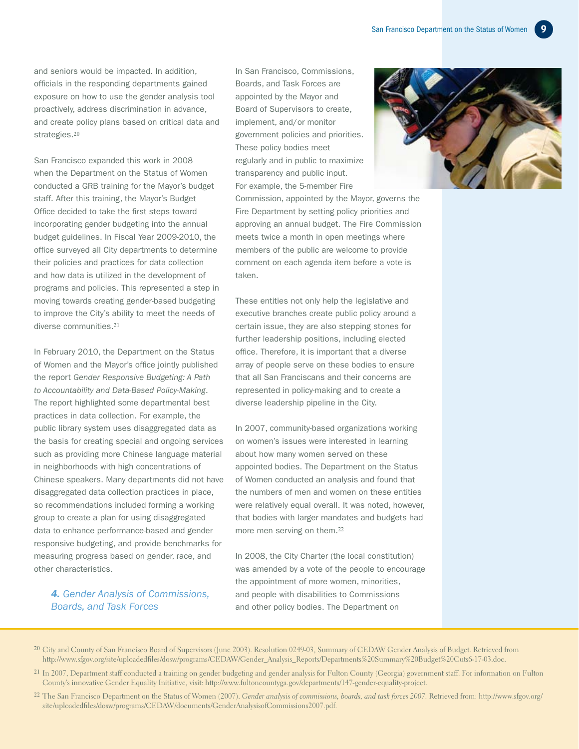and seniors would be impacted. In addition, officials in the responding departments gained exposure on how to use the gender analysis tool proactively, address discrimination in advance, and create policy plans based on critical data and strategies.[20]

San Francisco expanded this work in 2008 when the Department on the Status of Women conducted a GRB training for the Mayor's budget staff. After this training, the Mayor's Budget Office decided to take the first steps toward incorporating gender budgeting into the annual budget guidelines. In Fiscal Year 2009-2010, the office surveyed all City departments to determine their policies and practices for data collection and how data is utilized in the development of programs and policies. This represented a step in moving towards creating gender-based budgeting to improve the City's ability to meet the needs of diverse communities.[21]

In February 2010, the Department on the Status of Women and the Mayor's office jointly published the report *Gender Responsive Budgeting: A Path to Accountability and Data-Based Policy-Making*. The report highlighted some departmental best practices in data collection. For example, the public library system uses disaggregated data as the basis for creating special and ongoing services such as providing more Chinese language material in neighborhoods with high concentrations of Chinese speakers. Many departments did not have disaggregated data collection practices in place, so recommendations included forming a working group to create a plan for using disaggregated data to enhance performance-based and gender responsive budgeting, and provide benchmarks for measuring progress based on gender, race, and other characteristics.

### *4. Gender Analysis of Commissions, Boards, and Task Forces*

In San Francisco, Commissions, Boards, and Task Forces are appointed by the Mayor and Board of Supervisors to create, implement, and/or monitor government policies and priorities. These policy bodies meet regularly and in public to maximize transparency and public input. For example, the 5-member Fire Commission, appointed by the Mayor, governs the Fire Department by setting policy priorities and approving an annual budget. The Fire Commission meets twice a month in open meetings where members of the public are welcome to provide comment on each agenda item before a vote is taken.

These entities not only help the legislative and executive branches create public policy around a certain issue, they are also stepping stones for further leadership positions, including elected office. Therefore, it is important that a diverse array of people serve on these bodies to ensure that all San Franciscans and their concerns are represented in policy-making and to create a diverse leadership pipeline in the City.

In 2007, community-based organizations working on women's issues were interested in learning about how many women served on these appointed bodies. The Department on the Status of Women conducted an analysis and found that the numbers of men and women on these entities were relatively equal overall. It was noted, however, that bodies with larger mandates and budgets had more men serving on them.[22]

In 2008, the City Charter (the local constitution) was amended by a vote of the people to encourage the appointment of more women, minorities, and people with disabilities to Commissions and other policy bodies. The Department on

---

[20] City and County of San Francisco Board of Supervisors (June 2003). Resolution 0249-03, Summary of CEDAW Gender Analysis of Budget. Retrieved from http://www.sfgov.org/site/uploadedfiles/dosw/programs/CEDAW/Gender_Analysis_Reports/Departments%20Summary%20Budget%20Cuts6-17-03.doc.

[21] In 2007, Department staff conducted a training on gender budgeting and gender analysis for Fulton County (Georgia) government staff. For information on Fulton County's innovative Gender Equality Initiative, visit: http://www.fultoncountyga.gov/departments/147-gender-equality-project.

[22] The San Francisco Department on the Status of Women (2007). *Gender analysis of commissions, boards, and task forces* 2007. Retrieved from: http://www.sfgov.org/site/uploadedfiles/dosw/programs/CEDAW/documents/GenderAnalysisofCommissions2007.pdf.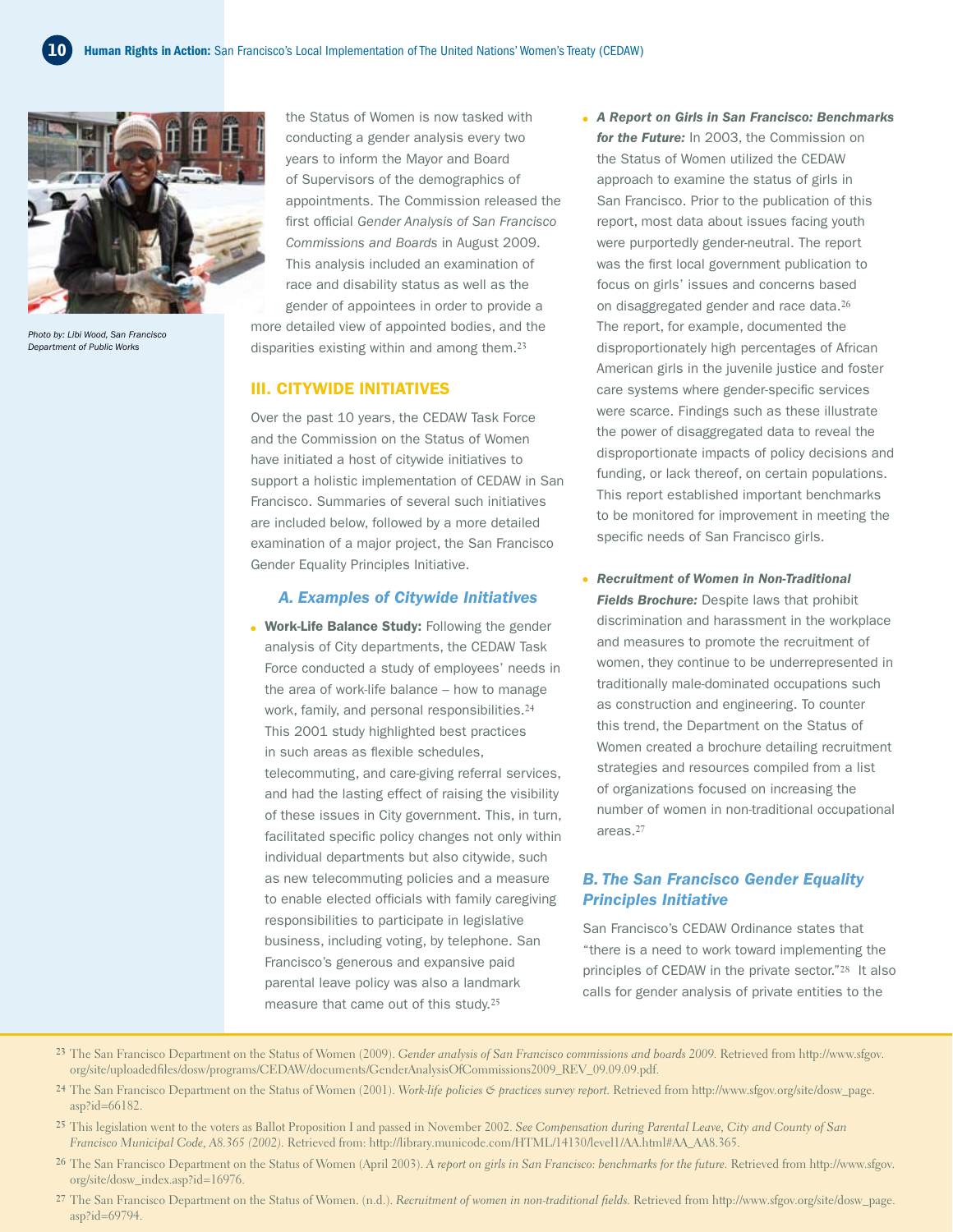Photo by: Libi Wood, San Francisco Department of Public Works

the Status of Women is now tasked with conducting a gender analysis every two years to inform the Mayor and Board of Supervisors of the demographics of appointments. The Commission released the first official *Gender Analysis of San Francisco Commissions and Boards* in August 2009. This analysis included an examination of race and disability status as well as the gender of appointees in order to provide a more detailed view of appointed bodies, and the disparities existing within and among them.[23]

## III. CITYWIDE INITIATIVES

Over the past 10 years, the CEDAW Task Force and the Commission on the Status of Women have initiated a host of citywide initiatives to support a holistic implementation of CEDAW in San Francisco. Summaries of several such initiatives are included below, followed by a more detailed examination of a major project, the San Francisco Gender Equality Principles Initiative.

### A. Examples of Citywide Initiatives

- **Work-Life Balance Study:** Following the gender analysis of City departments, the CEDAW Task Force conducted a study of employees' needs in the area of work-life balance – how to manage work, family, and personal responsibilities.[24] This 2001 study highlighted best practices in such areas as flexible schedules, telecommuting, and care-giving referral services, and had the lasting effect of raising the visibility of these issues in City government. This, in turn, facilitated specific policy changes not only within individual departments but also citywide, such as new telecommuting policies and a measure to enable elected officials with family caregiving responsibilities to participate in legislative business, including voting, by telephone. San Francisco's generous and expansive paid parental leave policy was also a landmark measure that came out of this study.[25]

- ***A Report on Girls in San Francisco: Benchmarks for the Future:*** In 2003, the Commission on the Status of Women utilized the CEDAW approach to examine the status of girls in San Francisco. Prior to the publication of this report, most data about issues facing youth were purportedly gender-neutral. The report was the first local government publication to focus on girls' issues and concerns based on disaggregated gender and race data.[26] The report, for example, documented the disproportionately high percentages of African American girls in the juvenile justice and foster care systems where gender-specific services were scarce. Findings such as these illustrate the power of disaggregated data to reveal the disproportionate impacts of policy decisions and funding, or lack thereof, on certain populations. This report established important benchmarks to be monitored for improvement in meeting the specific needs of San Francisco girls.

- ***Recruitment of Women in Non-Traditional Fields Brochure:*** Despite laws that prohibit discrimination and harassment in the workplace and measures to promote the recruitment of women, they continue to be underrepresented in traditionally male-dominated occupations such as construction and engineering. To counter this trend, the Department on the Status of Women created a brochure detailing recruitment strategies and resources compiled from a list of organizations focused on increasing the number of women in non-traditional occupational areas.[27]

### B. The San Francisco Gender Equality Principles Initiative

San Francisco's CEDAW Ordinance states that "there is a need to work toward implementing the principles of CEDAW in the private sector."[28] It also calls for gender analysis of private entities to the

---

[23] The San Francisco Department on the Status of Women (2009). *Gender analysis of San Francisco commissions and boards 2009.* Retrieved from http://www.sfgov.org/site/uploadedfiles/dosw/programs/CEDAW/documents/GenderAnalysisOfCommissions2009_REV_09.09.09.pdf.

[24] The San Francisco Department on the Status of Women (2001). *Work-life policies & practices survey report.* Retrieved from http://www.sfgov.org/site/dosw_page.asp?id=66182.

[25] This legislation went to the voters as Ballot Proposition I and passed in November 2002. *See Compensation during Parental Leave, City and County of San Francisco Municipal Code, A8.365 (2002).* Retrieved from: http://library.municode.com/HTML/14130/level1/AA.html#AA_AA8.365.

[26] The San Francisco Department on the Status of Women (April 2003). *A report on girls in San Francisco: benchmarks for the future.* Retrieved from http://www.sfgov.org/site/dosw_index.asp?id=16976.

[27] The San Francisco Department on the Status of Women. (n.d.). *Recruitment of women in non-traditional fields.* Retrieved from http://www.sfgov.org/site/dosw_page.asp?id=69794.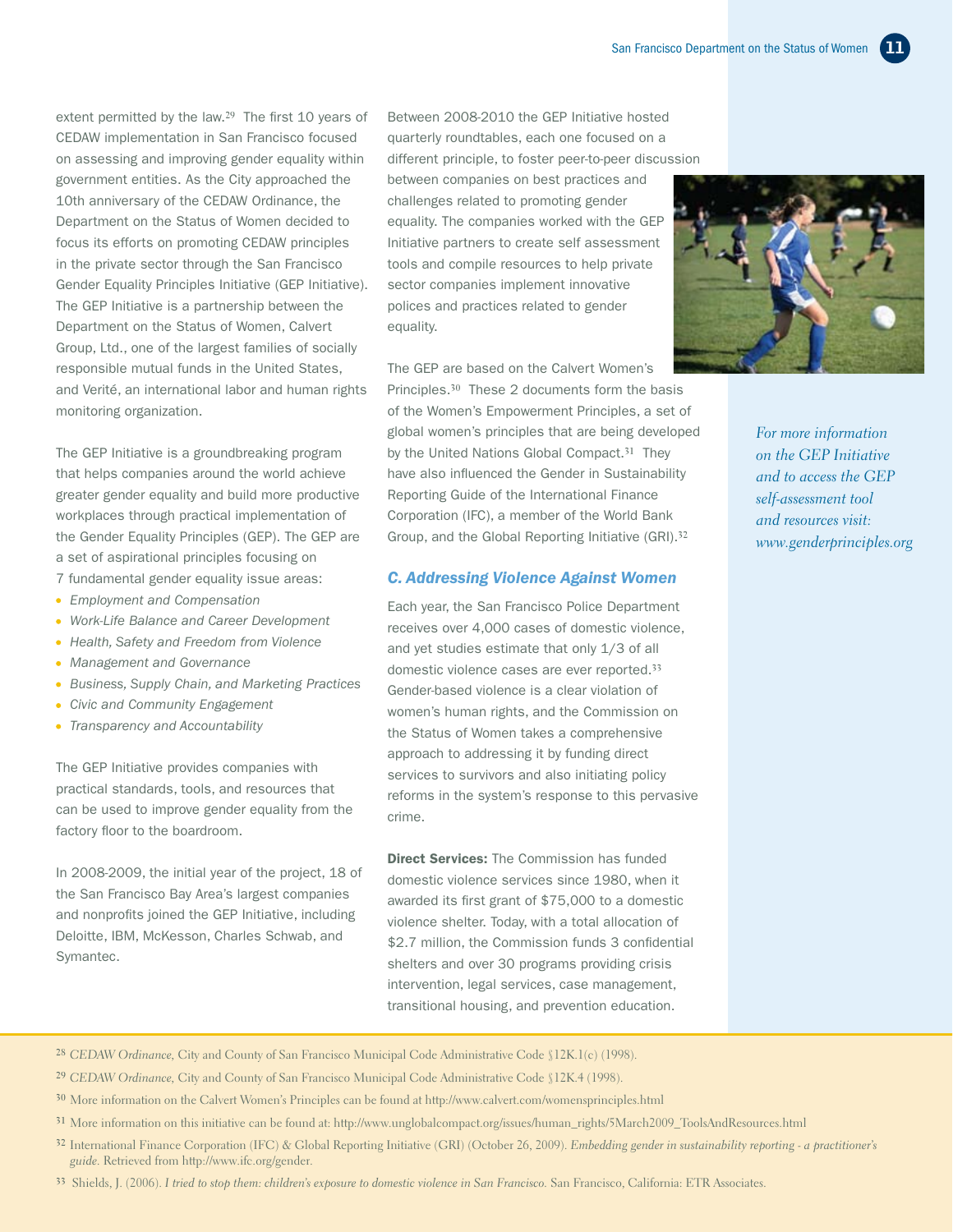extent permitted by the law.[29] The first 10 years of CEDAW implementation in San Francisco focused on assessing and improving gender equality within government entities. As the City approached the 10th anniversary of the CEDAW Ordinance, the Department on the Status of Women decided to focus its efforts on promoting CEDAW principles in the private sector through the San Francisco Gender Equality Principles Initiative (GEP Initiative). The GEP Initiative is a partnership between the Department on the Status of Women, Calvert Group, Ltd., one of the largest families of socially responsible mutual funds in the United States, and Verité, an international labor and human rights monitoring organization.

The GEP Initiative is a groundbreaking program that helps companies around the world achieve greater gender equality and build more productive workplaces through practical implementation of the Gender Equality Principles (GEP). The GEP are a set of aspirational principles focusing on 7 fundamental gender equality issue areas:

- *Employment and Compensation*
- *Work-Life Balance and Career Development*
- *Health, Safety and Freedom from Violence*
- *Management and Governance*
- *Business, Supply Chain, and Marketing Practices*
- *Civic and Community Engagement*
- *Transparency and Accountability*

The GEP Initiative provides companies with practical standards, tools, and resources that can be used to improve gender equality from the factory floor to the boardroom.

In 2008-2009, the initial year of the project, 18 of the San Francisco Bay Area's largest companies and nonprofits joined the GEP Initiative, including Deloitte, IBM, McKesson, Charles Schwab, and Symantec.

Between 2008-2010 the GEP Initiative hosted quarterly roundtables, each one focused on a different principle, to foster peer-to-peer discussion between companies on best practices and challenges related to promoting gender equality. The companies worked with the GEP Initiative partners to create self assessment tools and compile resources to help private sector companies implement innovative polices and practices related to gender equality.

The GEP are based on the Calvert Women's Principles.[30] These 2 documents form the basis of the Women's Empowerment Principles, a set of global women's principles that are being developed by the United Nations Global Compact.[31] They have also influenced the Gender in Sustainability Reporting Guide of the International Finance Corporation (IFC), a member of the World Bank Group, and the Global Reporting Initiative (GRI).[32]

*For more information on the GEP Initiative and to access the GEP self-assessment tool and resources visit: www.genderprinciples.org*

### *C. Addressing Violence Against Women*

Each year, the San Francisco Police Department receives over 4,000 cases of domestic violence, and yet studies estimate that only 1/3 of all domestic violence cases are ever reported.[33] Gender-based violence is a clear violation of women's human rights, and the Commission on the Status of Women takes a comprehensive approach to addressing it by funding direct services to survivors and also initiating policy reforms in the system's response to this pervasive crime.

**Direct Services:** The Commission has funded domestic violence services since 1980, when it awarded its first grant of $75,000 to a domestic violence shelter. Today, with a total allocation of $2.7 million, the Commission funds 3 confidential shelters and over 30 programs providing crisis intervention, legal services, case management, transitional housing, and prevention education.

---

[28] *CEDAW Ordinance*, City and County of San Francisco Municipal Code Administrative Code §12K.1(c) (1998).

[29] *CEDAW Ordinance*, City and County of San Francisco Municipal Code Administrative Code §12K.4 (1998).

[30] More information on the Calvert Women's Principles can be found at http://www.calvert.com/womensprinciples.html

[31] More information on this initiative can be found at: http://www.unglobalcompact.org/issues/human_rights/5March2009_ToolsAndResources.html

[32] International Finance Corporation (IFC) & Global Reporting Initiative (GRI) (October 26, 2009). *Embedding gender in sustainability reporting - a practitioner's guide.* Retrieved from http://www.ifc.org/gender.

[33] Shields, J. (2006). *I tried to stop them: children's exposure to domestic violence in San Francisco.* San Francisco, California: ETR Associates.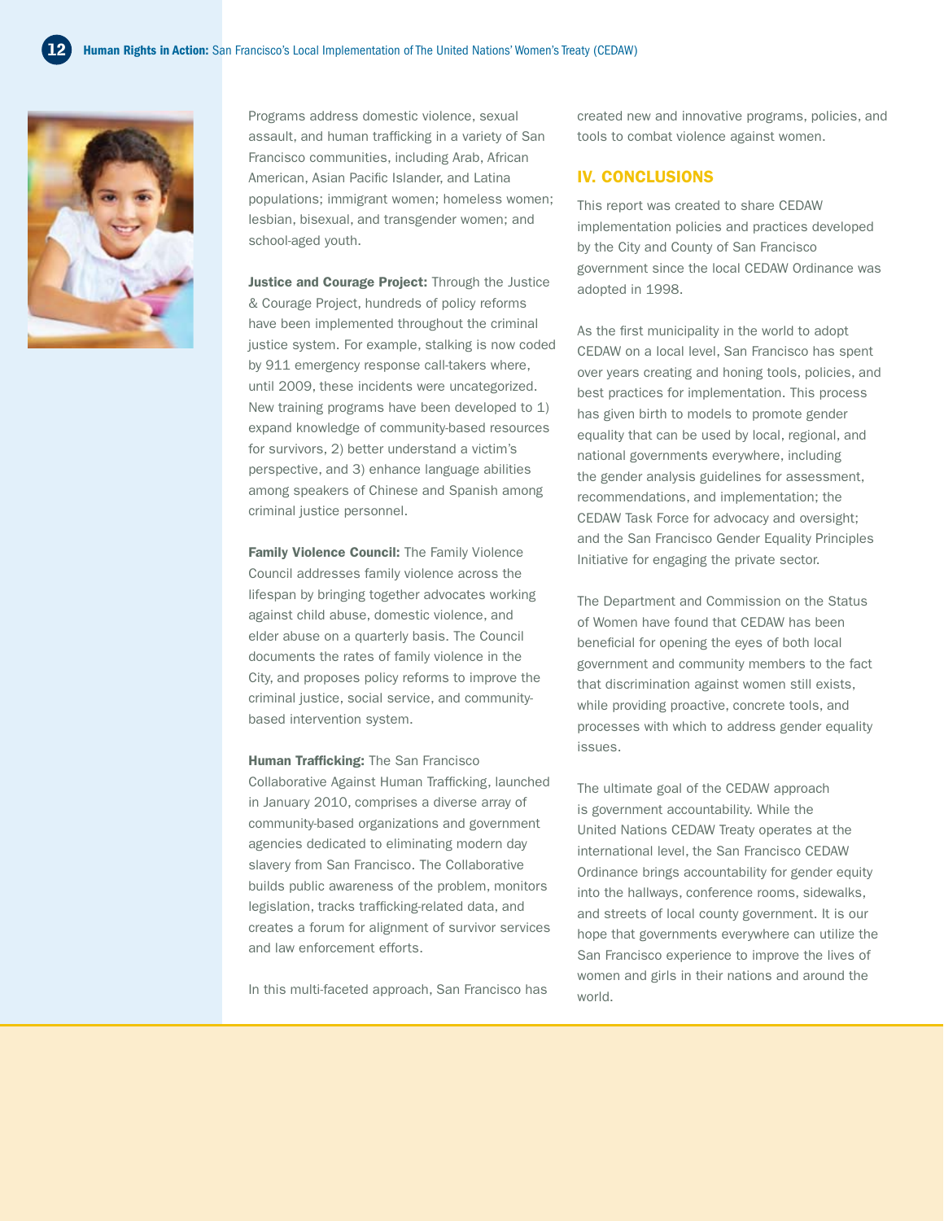Programs address domestic violence, sexual assault, and human trafficking in a variety of San Francisco communities, including Arab, African American, Asian Pacific Islander, and Latina populations; immigrant women; homeless women; lesbian, bisexual, and transgender women; and school-aged youth.

**Justice and Courage Project:** Through the Justice & Courage Project, hundreds of policy reforms have been implemented throughout the criminal justice system. For example, stalking is now coded by 911 emergency response call-takers where, until 2009, these incidents were uncategorized. New training programs have been developed to 1) expand knowledge of community-based resources for survivors, 2) better understand a victim's perspective, and 3) enhance language abilities among speakers of Chinese and Spanish among criminal justice personnel.

**Family Violence Council:** The Family Violence Council addresses family violence across the lifespan by bringing together advocates working against child abuse, domestic violence, and elder abuse on a quarterly basis. The Council documents the rates of family violence in the City, and proposes policy reforms to improve the criminal justice, social service, and community-based intervention system.

**Human Trafficking:** The San Francisco Collaborative Against Human Trafficking, launched in January 2010, comprises a diverse array of community-based organizations and government agencies dedicated to eliminating modern day slavery from San Francisco. The Collaborative builds public awareness of the problem, monitors legislation, tracks trafficking-related data, and creates a forum for alignment of survivor services and law enforcement efforts.

In this multi-faceted approach, San Francisco has created new and innovative programs, policies, and tools to combat violence against women.

## IV. CONCLUSIONS

This report was created to share CEDAW implementation policies and practices developed by the City and County of San Francisco government since the local CEDAW Ordinance was adopted in 1998.

As the first municipality in the world to adopt CEDAW on a local level, San Francisco has spent over years creating and honing tools, policies, and best practices for implementation. This process has given birth to models to promote gender equality that can be used by local, regional, and national governments everywhere, including the gender analysis guidelines for assessment, recommendations, and implementation; the CEDAW Task Force for advocacy and oversight; and the San Francisco Gender Equality Principles Initiative for engaging the private sector.

The Department and Commission on the Status of Women have found that CEDAW has been beneficial for opening the eyes of both local government and community members to the fact that discrimination against women still exists, while providing proactive, concrete tools, and processes with which to address gender equality issues.

The ultimate goal of the CEDAW approach is government accountability. While the United Nations CEDAW Treaty operates at the international level, the San Francisco CEDAW Ordinance brings accountability for gender equity into the hallways, conference rooms, sidewalks, and streets of local county government. It is our hope that governments everywhere can utilize the San Francisco experience to improve the lives of women and girls in their nations and around the world.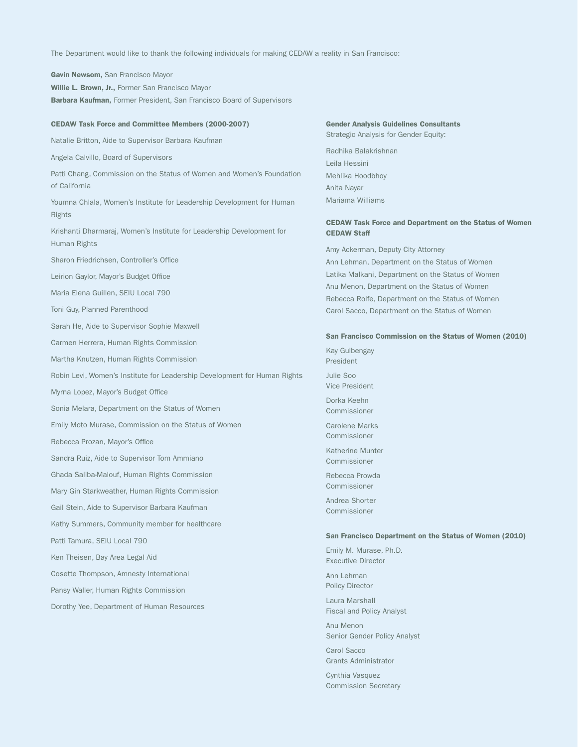The Department would like to thank the following individuals for making CEDAW a reality in San Francisco:

**Gavin Newsom,** San Francisco Mayor
**Willie L. Brown, Jr.,** Former San Francisco Mayor
**Barbara Kaufman,** Former President, San Francisco Board of Supervisors

**CEDAW Task Force and Committee Members (2000-2007)**

Natalie Britton, Aide to Supervisor Barbara Kaufman

Angela Calvillo, Board of Supervisors

Patti Chang, Commission on the Status of Women and Women's Foundation of California

Youmna Chlala, Women's Institute for Leadership Development for Human Rights

Krishanti Dharmaraj, Women's Institute for Leadership Development for Human Rights

Sharon Friedrichsen, Controller's Office

Leirion Gaylor, Mayor's Budget Office

Maria Elena Guillen, SEIU Local 790

Toni Guy, Planned Parenthood

Sarah He, Aide to Supervisor Sophie Maxwell

Carmen Herrera, Human Rights Commission

Martha Knutzen, Human Rights Commission

Robin Levi, Women's Institute for Leadership Development for Human Rights

Myrna Lopez, Mayor's Budget Office

Sonia Melara, Department on the Status of Women

Emily Moto Murase, Commission on the Status of Women

Rebecca Prozan, Mayor's Office

Sandra Ruiz, Aide to Supervisor Tom Ammiano

Ghada Saliba-Malouf, Human Rights Commission

Mary Gin Starkweather, Human Rights Commission

Gail Stein, Aide to Supervisor Barbara Kaufman

Kathy Summers, Community member for healthcare

Patti Tamura, SEIU Local 790

Ken Theisen, Bay Area Legal Aid

Cosette Thompson, Amnesty International

Pansy Waller, Human Rights Commission

Dorothy Yee, Department of Human Resources

**Gender Analysis Guidelines Consultants**
Strategic Analysis for Gender Equity:

Radhika Balakrishnan
Leila Hessini
Mehlika Hoodbhoy
Anita Nayar
Mariama Williams

**CEDAW Task Force and Department on the Status of Women CEDAW Staff**

Amy Ackerman, Deputy City Attorney
Ann Lehman, Department on the Status of Women
Latika Malkani, Department on the Status of Women
Anu Menon, Department on the Status of Women
Rebecca Rolfe, Department on the Status of Women
Carol Sacco, Department on the Status of Women

**San Francisco Commission on the Status of Women (2010)**

Kay Gulbengay
President

Julie Soo
Vice President

Dorka Keehn
Commissioner

Carolene Marks
Commissioner

Katherine Munter
Commissioner

Rebecca Prowda
Commissioner

Andrea Shorter
Commissioner

**San Francisco Department on the Status of Women (2010)**

Emily M. Murase, Ph.D.
Executive Director

Ann Lehman
Policy Director

Laura Marshall
Fiscal and Policy Analyst

Anu Menon
Senior Gender Policy Analyst

Carol Sacco
Grants Administrator

Cynthia Vasquez
Commission Secretary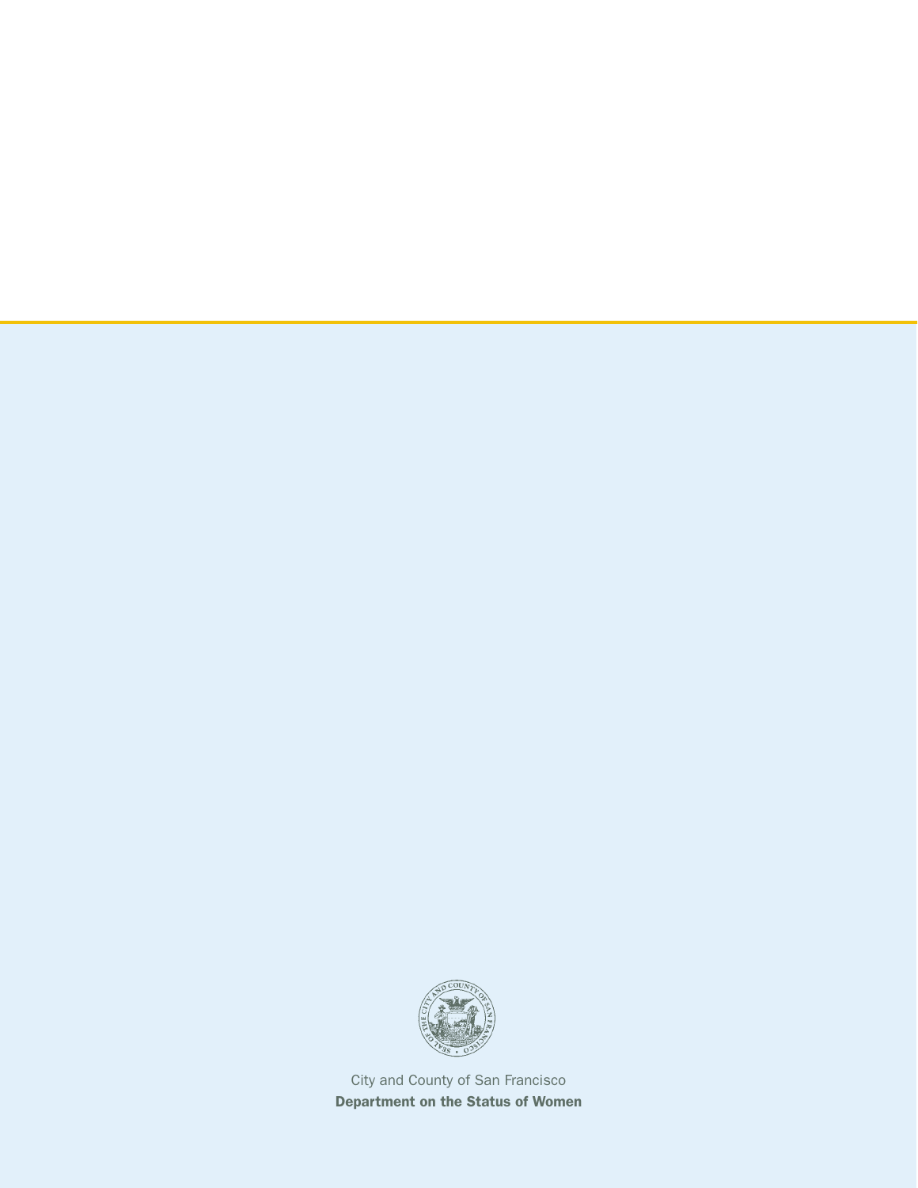City and County of San Francisco

**Department on the Status of Women**